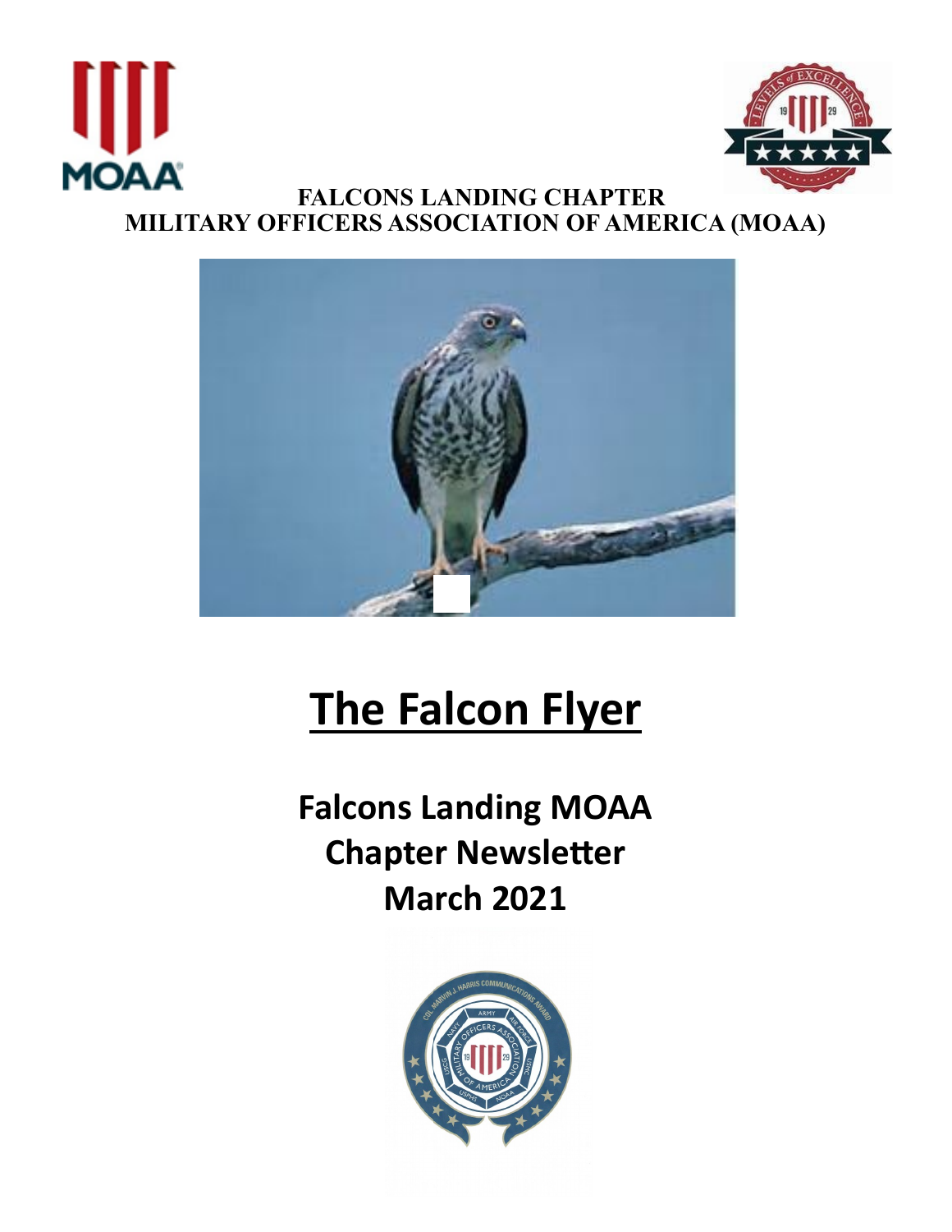**FALCONS LANDING CHAPTER**
**MILITARY OFFICERS ASSOCIATION OF AMERICA (MOAA)**

# The Falcon Flyer

## Falcons Landing MOAA Chapter Newsletter March 2021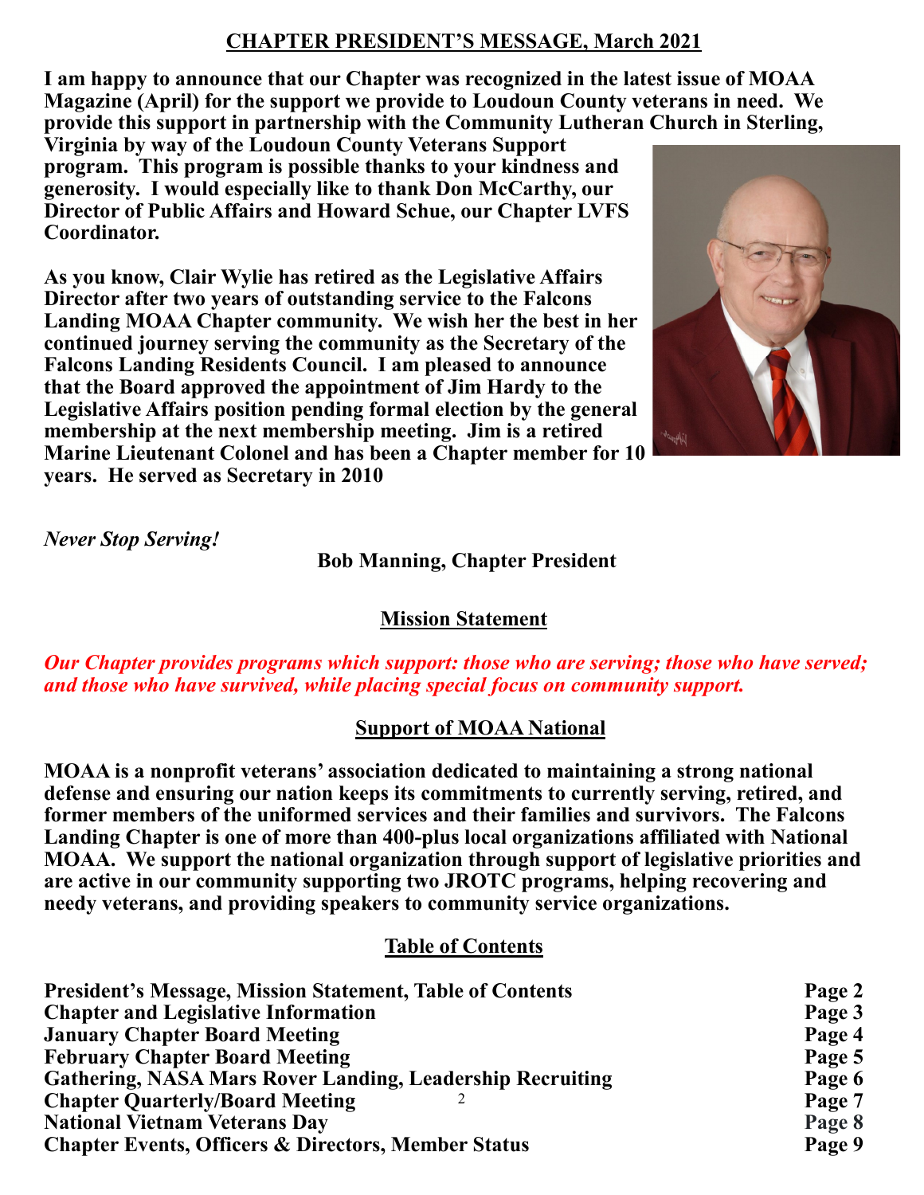## CHAPTER PRESIDENT'S MESSAGE, March 2021

**I am happy to announce that our Chapter was recognized in the latest issue of MOAA Magazine (April) for the support we provide to Loudoun County veterans in need. We provide this support in partnership with the Community Lutheran Church in Sterling, Virginia by way of the Loudoun County Veterans Support program. This program is possible thanks to your kindness and generosity. I would especially like to thank Don McCarthy, our Director of Public Affairs and Howard Schue, our Chapter LVFS Coordinator.**

**As you know, Clair Wylie has retired as the Legislative Affairs Director after two years of outstanding service to the Falcons Landing MOAA Chapter community. We wish her the best in her continued journey serving the community as the Secretary of the Falcons Landing Residents Council. I am pleased to announce that the Board approved the appointment of Jim Hardy to the Legislative Affairs position pending formal election by the general membership at the next membership meeting. Jim is a retired Marine Lieutenant Colonel and has been a Chapter member for 10 years. He served as Secretary in 2010**

***Never Stop Serving!***

**Bob Manning, Chapter President**

## Mission Statement

***Our Chapter provides programs which support: those who are serving; those who have served; and those who have survived, while placing special focus on community support.***

## Support of MOAA National

**MOAA is a nonprofit veterans' association dedicated to maintaining a strong national defense and ensuring our nation keeps its commitments to currently serving, retired, and former members of the uniformed services and their families and survivors. The Falcons Landing Chapter is one of more than 400-plus local organizations affiliated with National MOAA. We support the national organization through support of legislative priorities and are active in our community supporting two JROTC programs, helping recovering and needy veterans, and providing speakers to community service organizations.**

## Table of Contents

| | |
|---|---|
| **President's Message, Mission Statement, Table of Contents** | **Page 2** |
| **Chapter and Legislative Information** | **Page 3** |
| **January Chapter Board Meeting** | **Page 4** |
| **February Chapter Board Meeting** | **Page 5** |
| **Gathering, NASA Mars Rover Landing, Leadership Recruiting** | **Page 6** |
| **Chapter Quarterly/Board Meeting** | **Page 7** |
| **National Vietnam Veterans Day** | **Page 8** |
| **Chapter Events, Officers & Directors, Member Status** | **Page 9** |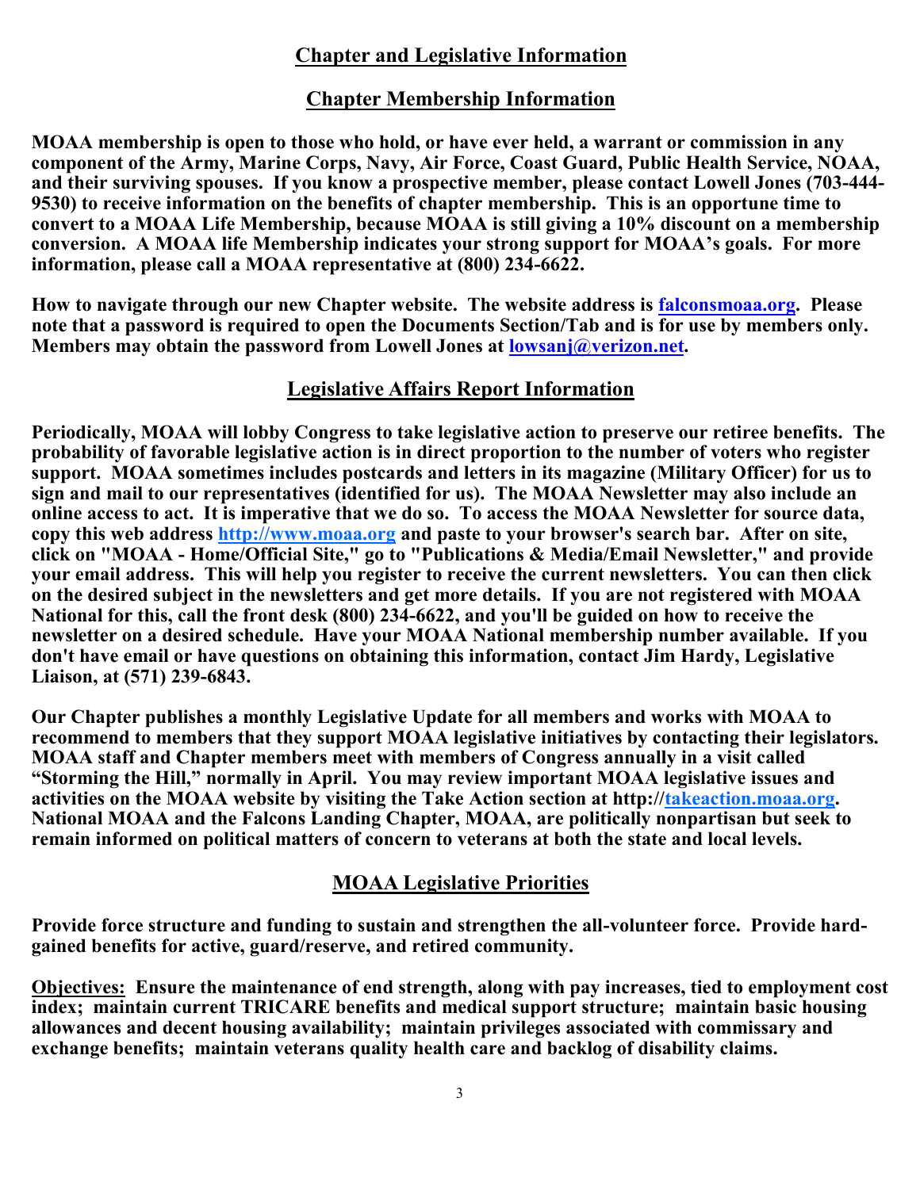## Chapter and Legislative Information

## Chapter Membership Information

**MOAA membership is open to those who hold, or have ever held, a warrant or commission in any component of the Army, Marine Corps, Navy, Air Force, Coast Guard, Public Health Service, NOAA, and their surviving spouses. If you know a prospective member, please contact Lowell Jones (703-444-9530) to receive information on the benefits of chapter membership. This is an opportune time to convert to a MOAA Life Membership, because MOAA is still giving a 10% discount on a membership conversion. A MOAA life Membership indicates your strong support for MOAA's goals. For more information, please call a MOAA representative at (800) 234-6622.**

**How to navigate through our new Chapter website. The website address is falconsmoaa.org. Please note that a password is required to open the Documents Section/Tab and is for use by members only. Members may obtain the password from Lowell Jones at lowsanj@verizon.net.**

## Legislative Affairs Report Information

**Periodically, MOAA will lobby Congress to take legislative action to preserve our retiree benefits. The probability of favorable legislative action is in direct proportion to the number of voters who register support. MOAA sometimes includes postcards and letters in its magazine (Military Officer) for us to sign and mail to our representatives (identified for us). The MOAA Newsletter may also include an online access to act. It is imperative that we do so. To access the MOAA Newsletter for source data, copy this web address http://www.moaa.org and paste to your browser's search bar. After on site, click on "MOAA - Home/Official Site," go to "Publications & Media/Email Newsletter," and provide your email address. This will help you register to receive the current newsletters. You can then click on the desired subject in the newsletters and get more details. If you are not registered with MOAA National for this, call the front desk (800) 234-6622, and you'll be guided on how to receive the newsletter on a desired schedule. Have your MOAA National membership number available. If you don't have email or have questions on obtaining this information, contact Jim Hardy, Legislative Liaison, at (571) 239-6843.**

**Our Chapter publishes a monthly Legislative Update for all members and works with MOAA to recommend to members that they support MOAA legislative initiatives by contacting their legislators. MOAA staff and Chapter members meet with members of Congress annually in a visit called "Storming the Hill," normally in April. You may review important MOAA legislative issues and activities on the MOAA website by visiting the Take Action section at http://takeaction.moaa.org. National MOAA and the Falcons Landing Chapter, MOAA, are politically nonpartisan but seek to remain informed on political matters of concern to veterans at both the state and local levels.**

## MOAA Legislative Priorities

**Provide force structure and funding to sustain and strengthen the all-volunteer force. Provide hard-gained benefits for active, guard/reserve, and retired community.**

**Objectives: Ensure the maintenance of end strength, along with pay increases, tied to employment cost index; maintain current TRICARE benefits and medical support structure; maintain basic housing allowances and decent housing availability; maintain privileges associated with commissary and exchange benefits; maintain veterans quality health care and backlog of disability claims.**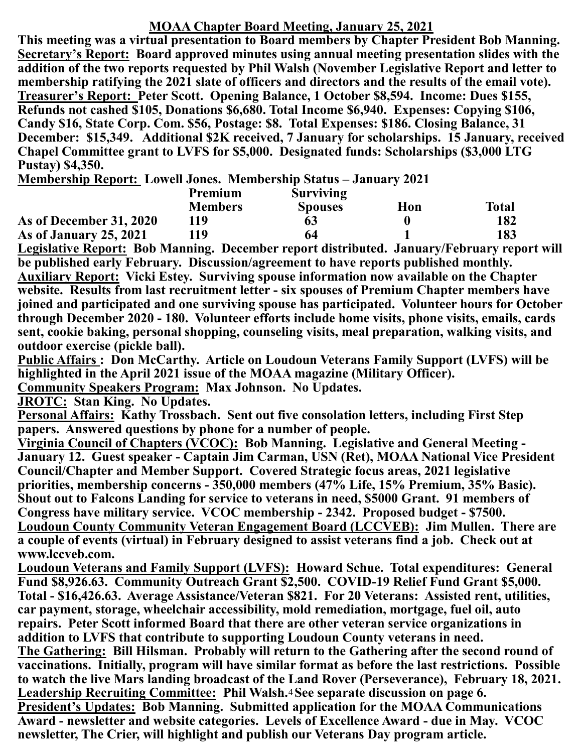## MOAA Chapter Board Meeting, January 25, 2021

**This meeting was a virtual presentation to Board members by Chapter President Bob Manning.**

**Secretary's Report: Board approved minutes using annual meeting presentation slides with the addition of the two reports requested by Phil Walsh (November Legislative Report and letter to membership ratifying the 2021 slate of officers and directors and the results of the email vote).**

**Treasurer's Report: Peter Scott. Opening Balance, 1 October $8,594. Income: Dues $155, Refunds not cashed $105, Donations $6,680. Total Income $6,940. Expenses: Copying $106, Candy $16, State Corp. Com. $56, Postage: $8. Total Expenses: $186. Closing Balance, 31 December: $15,349. Additional $2K received, 7 January for scholarships. 15 January, received Chapel Committee grant to LVFS for $5,000. Designated funds: Scholarships ($3,000 LTG Pustay) $4,350.**

**Membership Report: Lowell Jones. Membership Status – January 2021**

| | Premium Members | Surviving Spouses | Hon | Total |
|---|---|---|---|---|
| As of December 31, 2020 | 119 | 63 | 0 | 182 |
| As of January 25, 2021 | 119 | 64 | 1 | 183 |

**Legislative Report: Bob Manning. December report distributed. January/February report will be published early February. Discussion/agreement to have reports published monthly.**

**Auxiliary Report: Vicki Estey. Surviving spouse information now available on the Chapter website. Results from last recruitment letter - six spouses of Premium Chapter members have joined and participated and one surviving spouse has participated. Volunteer hours for October through December 2020 - 180. Volunteer efforts include home visits, phone visits, emails, cards sent, cookie baking, personal shopping, counseling visits, meal preparation, walking visits, and outdoor exercise (pickle ball).**

**Public Affairs : Don McCarthy. Article on Loudoun Veterans Family Support (LVFS) will be highlighted in the April 2021 issue of the MOAA magazine (Military Officer).**

**Community Speakers Program: Max Johnson. No Updates.**

**JROTC: Stan King. No Updates.**

**Personal Affairs: Kathy Trossbach. Sent out five consolation letters, including First Step papers. Answered questions by phone for a number of people.**

**Virginia Council of Chapters (VCOC): Bob Manning. Legislative and General Meeting - January 12. Guest speaker - Captain Jim Carman, USN (Ret), MOAA National Vice President Council/Chapter and Member Support. Covered Strategic focus areas, 2021 legislative priorities, membership concerns - 350,000 members (47% Life, 15% Premium, 35% Basic). Shout out to Falcons Landing for service to veterans in need, $5000 Grant. 91 members of Congress have military service. VCOC membership - 2342. Proposed budget - $7500.**

**Loudoun County Community Veteran Engagement Board (LCCVEB): Jim Mullen. There are a couple of events (virtual) in February designed to assist veterans find a job. Check out at www.lccveb.com.**

**Loudoun Veterans and Family Support (LVFS): Howard Schue. Total expenditures: General Fund $8,926.63. Community Outreach Grant $2,500. COVID-19 Relief Fund Grant $5,000. Total - $16,426.63. Average Assistance/Veteran $821. For 20 Veterans: Assisted rent, utilities, car payment, storage, wheelchair accessibility, mold remediation, mortgage, fuel oil, auto repairs. Peter Scott informed Board that there are other veteran service organizations in addition to LVFS that contribute to supporting Loudoun County veterans in need.**

**The Gathering: Bill Hilsman. Probably will return to the Gathering after the second round of vaccinations. Initially, program will have similar format as before the last restrictions. Possible to watch the live Mars landing broadcast of the Land Rover (Perseverance), February 18, 2021.**

**Leadership Recruiting Committee: Phil Walsh. See separate discussion on page 6.**

**President's Updates: Bob Manning. Submitted application for the MOAA Communications Award - newsletter and website categories. Levels of Excellence Award - due in May. VCOC newsletter, The Crier, will highlight and publish our Veterans Day program article.**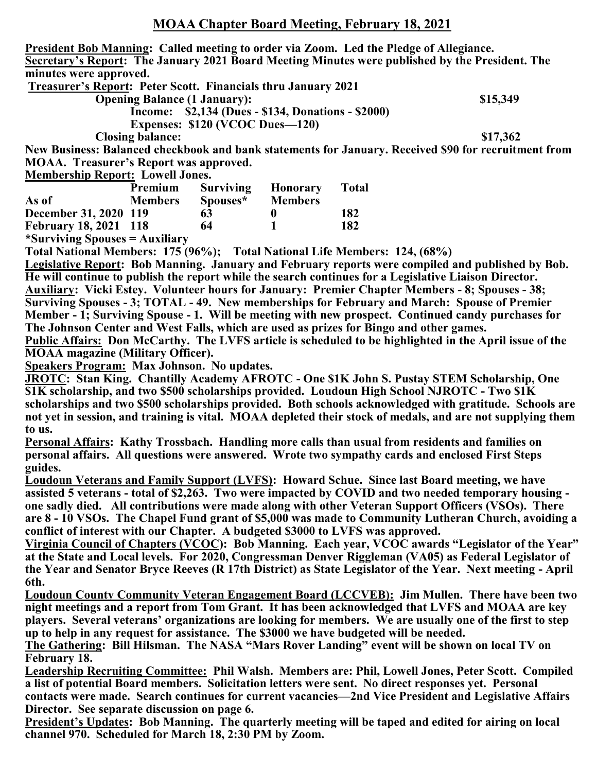## MOAA Chapter Board Meeting, February 18, 2021

**President Bob Manning: Called meeting to order via Zoom. Led the Pledge of Allegiance.**

**Secretary's Report: The January 2021 Board Meeting Minutes were published by the President. The minutes were approved.**

**Treasurer's Report: Peter Scott. Financials thru January 2021**

**Opening Balance (1 January): \$15,349**

**Income: \$2,134 (Dues - \$134, Donations - \$2000)**

**Expenses: \$120 (VCOC Dues—120)**

**Closing balance: \$17,362**

**New Business: Balanced checkbook and bank statements for January. Received \$90 for recruitment from MOAA. Treasurer's Report was approved.**

**Membership Report: Lowell Jones.**

| As of | Premium Members | Surviving Spouses* | Honorary Members | Total |
|---|---|---|---|---|
| December 31, 2020 | 119 | 63 | 0 | 182 |
| February 18, 2021 | 118 | 64 | 1 | 182 |

**\*Surviving Spouses = Auxiliary**

**Total National Members: 175 (96%); Total National Life Members: 124, (68%)**

**Legislative Report: Bob Manning. January and February reports were compiled and published by Bob. He will continue to publish the report while the search continues for a Legislative Liaison Director.**

**Auxiliary: Vicki Estey. Volunteer hours for January: Premier Chapter Members - 8; Spouses - 38; Surviving Spouses - 3; TOTAL - 49. New memberships for February and March: Spouse of Premier Member - 1; Surviving Spouse - 1. Will be meeting with new prospect. Continued candy purchases for The Johnson Center and West Falls, which are used as prizes for Bingo and other games.**

**Public Affairs: Don McCarthy. The LVFS article is scheduled to be highlighted in the April issue of the MOAA magazine (Military Officer).**

**Speakers Program: Max Johnson. No updates.**

**JROTC: Stan King. Chantilly Academy AFROTC - One \$1K John S. Pustay STEM Scholarship, One \$1K scholarship, and two \$500 scholarships provided. Loudoun High School NJROTC - Two \$1K scholarships and two \$500 scholarships provided. Both schools acknowledged with gratitude. Schools are not yet in session, and training is vital. MOAA depleted their stock of medals, and are not supplying them to us.**

**Personal Affairs: Kathy Trossbach. Handling more calls than usual from residents and families on personal affairs. All questions were answered. Wrote two sympathy cards and enclosed First Steps guides.**

**Loudoun Veterans and Family Support (LVFS): Howard Schue. Since last Board meeting, we have assisted 5 veterans - total of \$2,263. Two were impacted by COVID and two needed temporary housing - one sadly died. All contributions were made along with other Veteran Support Officers (VSOs). There are 8 - 10 VSOs. The Chapel Fund grant of \$5,000 was made to Community Lutheran Church, avoiding a conflict of interest with our Chapter. A budgeted \$3000 to LVFS was approved.**

**Virginia Council of Chapters (VCOC): Bob Manning. Each year, VCOC awards "Legislator of the Year" at the State and Local levels. For 2020, Congressman Denver Riggleman (VA05) as Federal Legislator of the Year and Senator Bryce Reeves (R 17th District) as State Legislator of the Year. Next meeting - April 6th.**

**Loudoun County Community Veteran Engagement Board (LCCVEB): Jim Mullen. There have been two night meetings and a report from Tom Grant. It has been acknowledged that LVFS and MOAA are key players. Several veterans' organizations are looking for members. We are usually one of the first to step up to help in any request for assistance. The \$3000 we have budgeted will be needed.**

**The Gathering: Bill Hilsman. The NASA "Mars Rover Landing" event will be shown on local TV on February 18.**

**Leadership Recruiting Committee: Phil Walsh. Members are: Phil, Lowell Jones, Peter Scott. Compiled a list of potential Board members. Solicitation letters were sent. No direct responses yet. Personal contacts were made. Search continues for current vacancies—2nd Vice President and Legislative Affairs Director. See separate discussion on page 6.**

**President's Updates: Bob Manning. The quarterly meeting will be taped and edited for airing on local channel 970. Scheduled for March 18, 2:30 PM by Zoom.**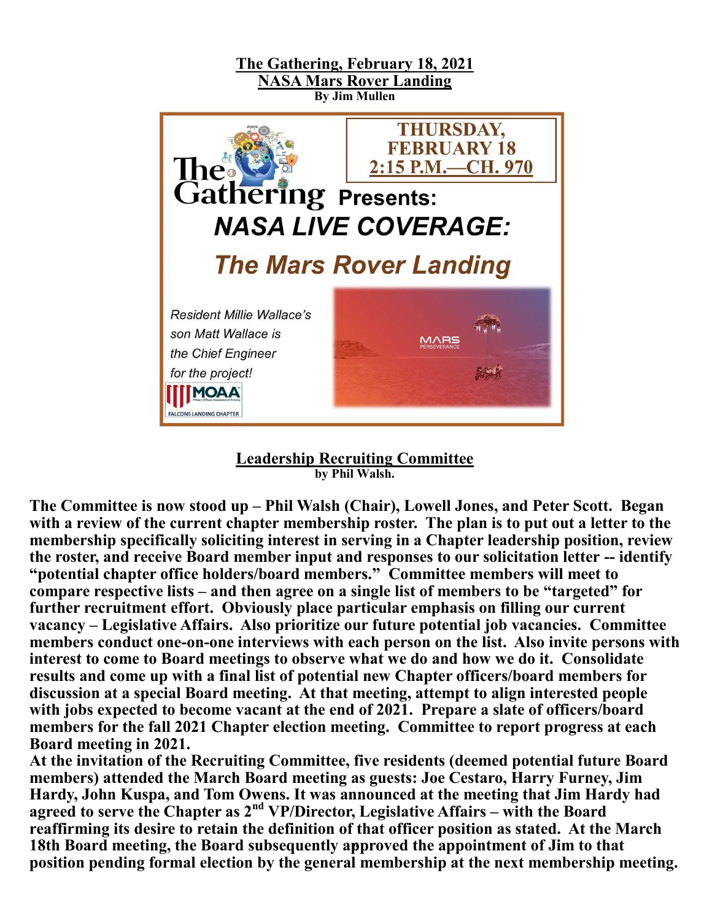## The Gathering, February 18, 2021
## NASA Mars Rover Landing
**By Jim Mullen**

THURSDAY, FEBRUARY 18
2:15 P.M.—CH. 970

The Gathering Presents:

***NASA LIVE COVERAGE:***

***The Mars Rover Landing***

*Resident Millie Wallace's son Matt Wallace is the Chief Engineer for the project!*

MOAA
FALCONS LANDING CHAPTER

MARS PERSEVERANCE

## Leadership Recruiting Committee
**by Phil Walsh.**

**The Committee is now stood up – Phil Walsh (Chair), Lowell Jones, and Peter Scott. Began with a review of the current chapter membership roster. The plan is to put out a letter to the membership specifically soliciting interest in serving in a Chapter leadership position, review the roster, and receive Board member input and responses to our solicitation letter -- identify "potential chapter office holders/board members." Committee members will meet to compare respective lists – and then agree on a single list of members to be "targeted" for further recruitment effort. Obviously place particular emphasis on filling our current vacancy – Legislative Affairs. Also prioritize our future potential job vacancies. Committee members conduct one-on-one interviews with each person on the list. Also invite persons with interest to come to Board meetings to observe what we do and how we do it. Consolidate results and come up with a final list of potential new Chapter officers/board members for discussion at a special Board meeting. At that meeting, attempt to align interested people with jobs expected to become vacant at the end of 2021. Prepare a slate of officers/board members for the fall 2021 Chapter election meeting. Committee to report progress at each Board meeting in 2021.**

**At the invitation of the Recruiting Committee, five residents (deemed potential future Board members) attended the March Board meeting as guests: Joe Cestaro, Harry Furney, Jim Hardy, John Kuspa, and Tom Owens. It was announced at the meeting that Jim Hardy had agreed to serve the Chapter as 2nd VP/Director, Legislative Affairs – with the Board reaffirming its desire to retain the definition of that officer position as stated. At the March 18th Board meeting, the Board subsequently approved the appointment of Jim to that position pending formal election by the general membership at the next membership meeting.**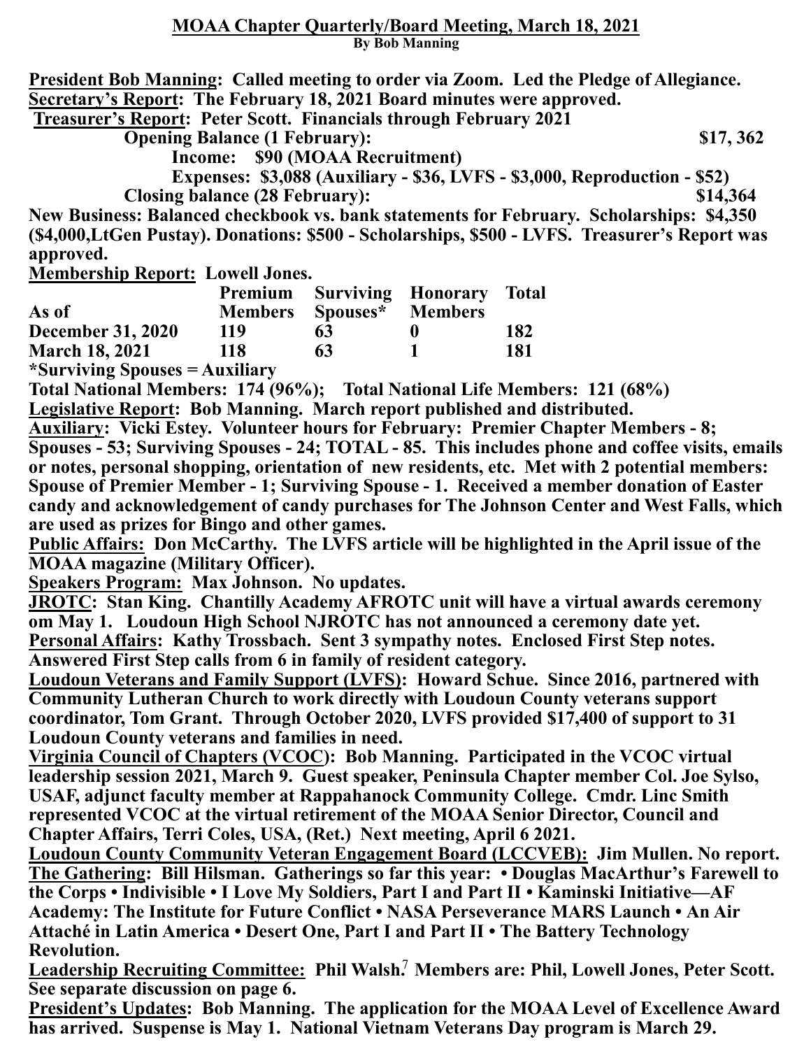## MOAA Chapter Quarterly/Board Meeting, March 18, 2021

**By Bob Manning**

**President Bob Manning:** Called meeting to order via Zoom. Led the Pledge of Allegiance.

**Secretary's Report:** The February 18, 2021 Board minutes were approved.

**Treasurer's Report:** Peter Scott. Financials through February 2021

- Opening Balance (1 February): $17, 362
  - Income: $90 (MOAA Recruitment)
  - Expenses: $3,088 (Auxiliary - $36, LVFS - $3,000, Reproduction - $52)
- Closing balance (28 February): $14,364

New Business: Balanced checkbook vs. bank statements for February. Scholarships: $4,350 ($4,000,LtGen Pustay). Donations: $500 - Scholarships, $500 - LVFS. Treasurer's Report was approved.

**Membership Report:** Lowell Jones.

| As of | Premium Members | Surviving Spouses* | Honorary Members | Total |
|---|---|---|---|---|
| December 31, 2020 | 119 | 63 | 0 | 182 |
| March 18, 2021 | 118 | 63 | 1 | 181 |

*Surviving Spouses = Auxiliary

Total National Members: 174 (96%); Total National Life Members: 121 (68%)

**Legislative Report:** Bob Manning. March report published and distributed.

**Auxiliary:** Vicki Estey. Volunteer hours for February: Premier Chapter Members - 8; Spouses - 53; Surviving Spouses - 24; TOTAL - 85. This includes phone and coffee visits, emails or notes, personal shopping, orientation of new residents, etc. Met with 2 potential members: Spouse of Premier Member - 1; Surviving Spouse - 1. Received a member donation of Easter candy and acknowledgement of candy purchases for The Johnson Center and West Falls, which are used as prizes for Bingo and other games.

**Public Affairs:** Don McCarthy. The LVFS article will be highlighted in the April issue of the MOAA magazine (Military Officer).

**Speakers Program:** Max Johnson. No updates.

**JROTC:** Stan King. Chantilly Academy AFROTC unit will have a virtual awards ceremony om May 1. Loudoun High School NJROTC has not announced a ceremony date yet.

**Personal Affairs:** Kathy Trossbach. Sent 3 sympathy notes. Enclosed First Step notes. Answered First Step calls from 6 in family of resident category.

**Loudoun Veterans and Family Support (LVFS):** Howard Schue. Since 2016, partnered with Community Lutheran Church to work directly with Loudoun County veterans support coordinator, Tom Grant. Through October 2020, LVFS provided $17,400 of support to 31 Loudoun County veterans and families in need.

**Virginia Council of Chapters (VCOC):** Bob Manning. Participated in the VCOC virtual leadership session 2021, March 9. Guest speaker, Peninsula Chapter member Col. Joe Sylso, USAF, adjunct faculty member at Rappahanock Community College. Cmdr. Linc Smith represented VCOC at the virtual retirement of the MOAA Senior Director, Council and Chapter Affairs, Terri Coles, USA, (Ret.) Next meeting, April 6 2021.

**Loudoun County Community Veteran Engagement Board (LCCVEB):** Jim Mullen. No report.

**The Gathering:** Bill Hilsman. Gatherings so far this year: • Douglas MacArthur's Farewell to the Corps • Indivisible • I Love My Soldiers, Part I and Part II • Kaminski Initiative—AF Academy: The Institute for Future Conflict • NASA Perseverance MARS Launch • An Air Attaché in Latin America • Desert One, Part I and Part II • The Battery Technology Revolution.

**Leadership Recruiting Committee:** Phil Walsh. Members are: Phil, Lowell Jones, Peter Scott. See separate discussion on page 6.

**President's Updates:** Bob Manning. The application for the MOAA Level of Excellence Award has arrived. Suspense is May 1. National Vietnam Veterans Day program is March 29.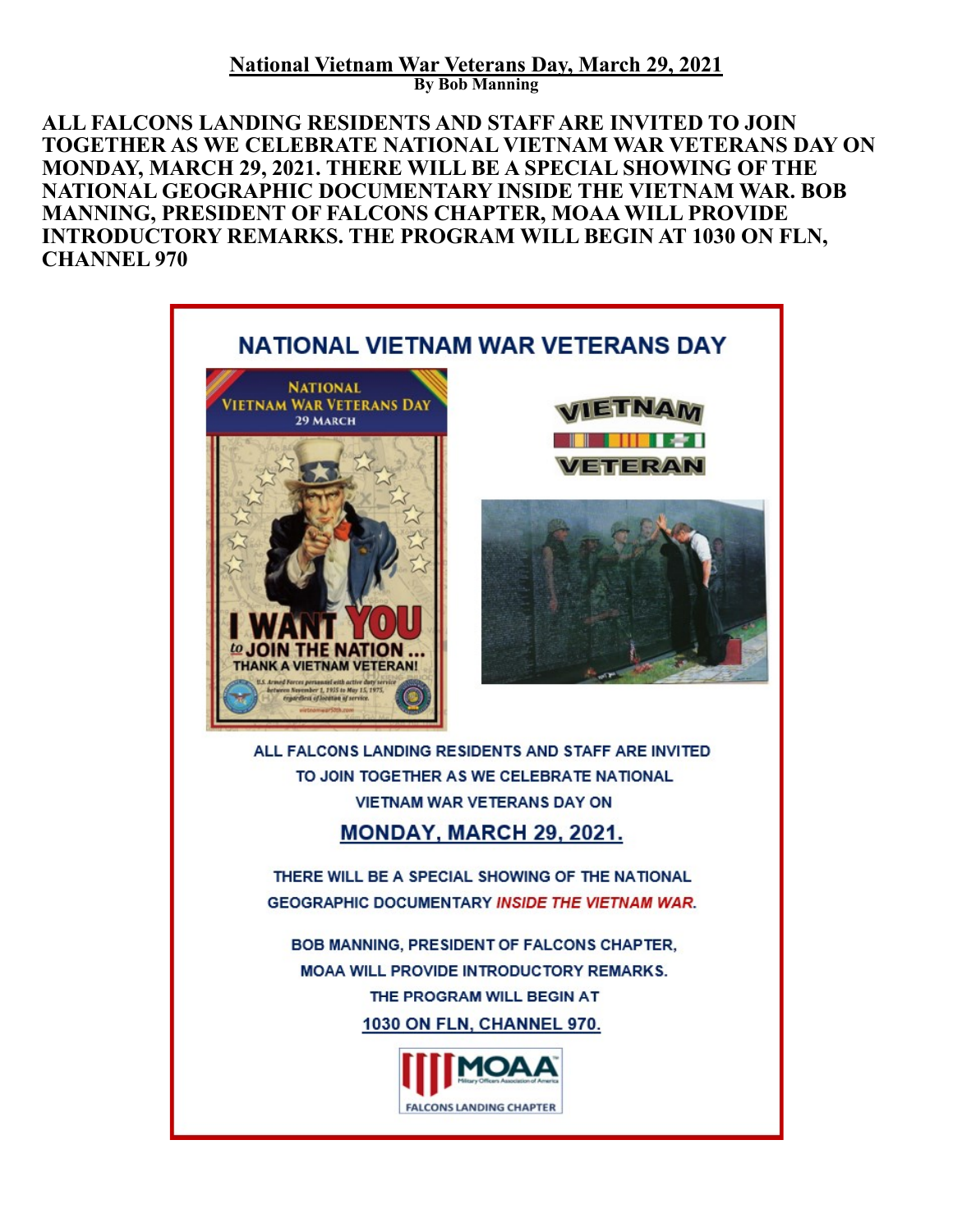# National Vietnam War Veterans Day, March 29, 2021

**By Bob Manning**

**ALL FALCONS LANDING RESIDENTS AND STAFF ARE INVITED TO JOIN TOGETHER AS WE CELEBRATE NATIONAL VIETNAM WAR VETERANS DAY ON MONDAY, MARCH 29, 2021. THERE WILL BE A SPECIAL SHOWING OF THE NATIONAL GEOGRAPHIC DOCUMENTARY INSIDE THE VIETNAM WAR. BOB MANNING, PRESIDENT OF FALCONS CHAPTER, MOAA WILL PROVIDE INTRODUCTORY REMARKS. THE PROGRAM WILL BEGIN AT 1030 ON FLN, CHANNEL 970**

## NATIONAL VIETNAM WAR VETERANS DAY

ALL FALCONS LANDING RESIDENTS AND STAFF ARE INVITED TO JOIN TOGETHER AS WE CELEBRATE NATIONAL VIETNAM WAR VETERANS DAY ON

**MONDAY, MARCH 29, 2021.**

THERE WILL BE A SPECIAL SHOWING OF THE NATIONAL GEOGRAPHIC DOCUMENTARY *INSIDE THE VIETNAM WAR*.

BOB MANNING, PRESIDENT OF FALCONS CHAPTER, MOAA WILL PROVIDE INTRODUCTORY REMARKS.

THE PROGRAM WILL BEGIN AT

**1030 ON FLN, CHANNEL 970.**

MOAA Military Officers Association of America
FALCONS LANDING CHAPTER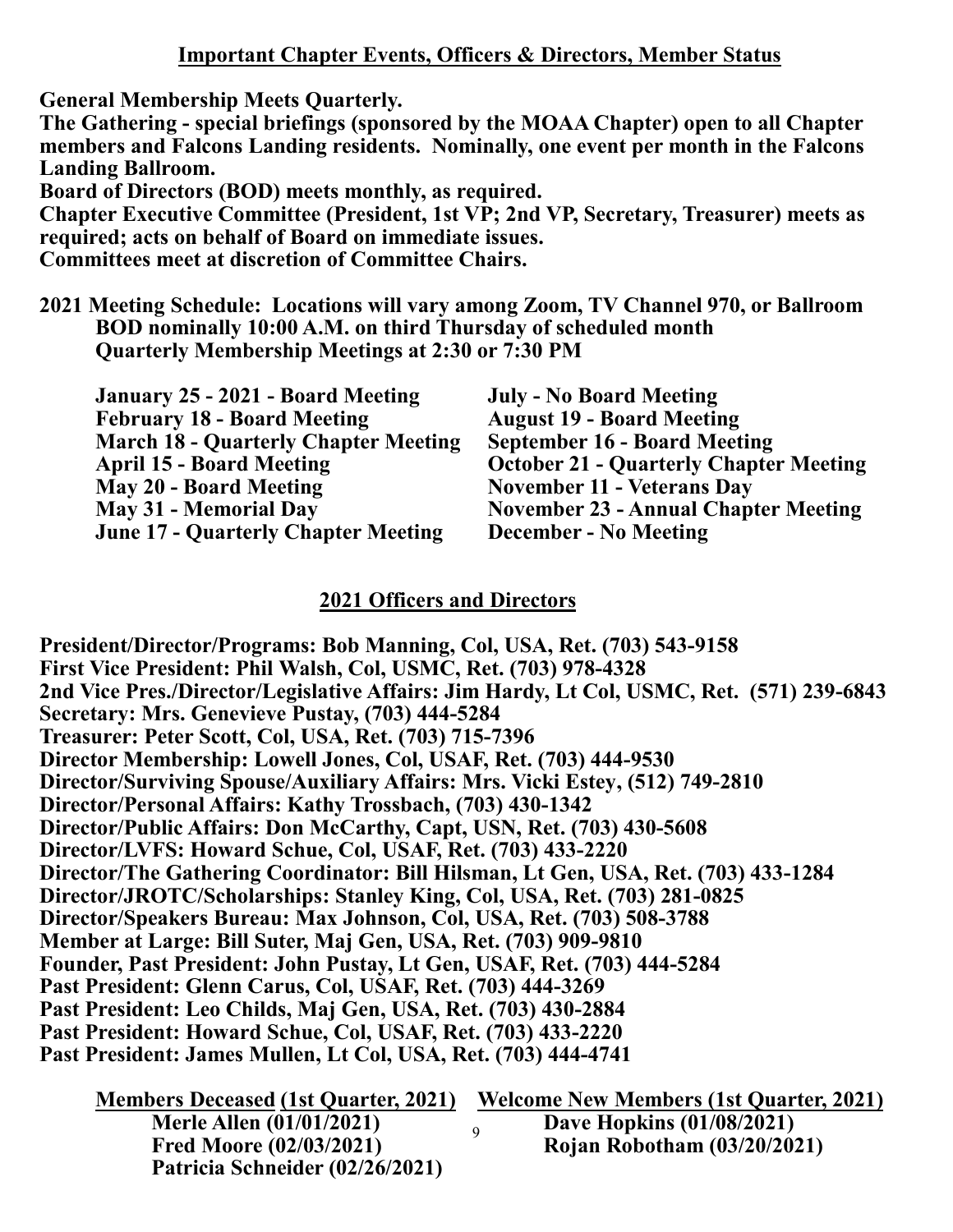## Important Chapter Events, Officers & Directors, Member Status

**General Membership Meets Quarterly.**
**The Gathering - special briefings (sponsored by the MOAA Chapter) open to all Chapter members and Falcons Landing residents. Nominally, one event per month in the Falcons Landing Ballroom.**
**Board of Directors (BOD) meets monthly, as required.**
**Chapter Executive Committee (President, 1st VP; 2nd VP, Secretary, Treasurer) meets as required; acts on behalf of Board on immediate issues.**
**Committees meet at discretion of Committee Chairs.**

**2021 Meeting Schedule: Locations will vary among Zoom, TV Channel 970, or Ballroom**
**BOD nominally 10:00 A.M. on third Thursday of scheduled month**
**Quarterly Membership Meetings at 2:30 or 7:30 PM**

**January 25 - 2021 - Board Meeting**
**February 18 - Board Meeting**
**March 18 - Quarterly Chapter Meeting**
**April 15 - Board Meeting**
**May 20 - Board Meeting**
**May 31 - Memorial Day**
**June 17 - Quarterly Chapter Meeting**
**July - No Board Meeting**
**August 19 - Board Meeting**
**September 16 - Board Meeting**
**October 21 - Quarterly Chapter Meeting**
**November 11 - Veterans Day**
**November 23 - Annual Chapter Meeting**
**December - No Meeting**

## 2021 Officers and Directors

**President/Director/Programs: Bob Manning, Col, USA, Ret. (703) 543-9158**
**First Vice President: Phil Walsh, Col, USMC, Ret. (703) 978-4328**
**2nd Vice Pres./Director/Legislative Affairs: Jim Hardy, Lt Col, USMC, Ret. (571) 239-6843**
**Secretary: Mrs. Genevieve Pustay, (703) 444-5284**
**Treasurer: Peter Scott, Col, USA, Ret. (703) 715-7396**
**Director Membership: Lowell Jones, Col, USAF, Ret. (703) 444-9530**
**Director/Surviving Spouse/Auxiliary Affairs: Mrs. Vicki Estey, (512) 749-2810**
**Director/Personal Affairs: Kathy Trossbach, (703) 430-1342**
**Director/Public Affairs: Don McCarthy, Capt, USN, Ret. (703) 430-5608**
**Director/LVFS: Howard Schue, Col, USAF, Ret. (703) 433-2220**
**Director/The Gathering Coordinator: Bill Hilsman, Lt Gen, USA, Ret. (703) 433-1284**
**Director/JROTC/Scholarships: Stanley King, Col, USA, Ret. (703) 281-0825**
**Director/Speakers Bureau: Max Johnson, Col, USA, Ret. (703) 508-3788**
**Member at Large: Bill Suter, Maj Gen, USA, Ret. (703) 909-9810**
**Founder, Past President: John Pustay, Lt Gen, USAF, Ret. (703) 444-5284**
**Past President: Glenn Carus, Col, USAF, Ret. (703) 444-3269**
**Past President: Leo Childs, Maj Gen, USA, Ret. (703) 430-2884**
**Past President: Howard Schue, Col, USAF, Ret. (703) 433-2220**
**Past President: James Mullen, Lt Col, USA, Ret. (703) 444-4741**

**Members Deceased (1st Quarter, 2021)**
**Merle Allen (01/01/2021)**
**Fred Moore (02/03/2021)**
**Patricia Schneider (02/26/2021)**

**Welcome New Members (1st Quarter, 2021)**
**Dave Hopkins (01/08/2021)**
**Rojan Robotham (03/20/2021)**